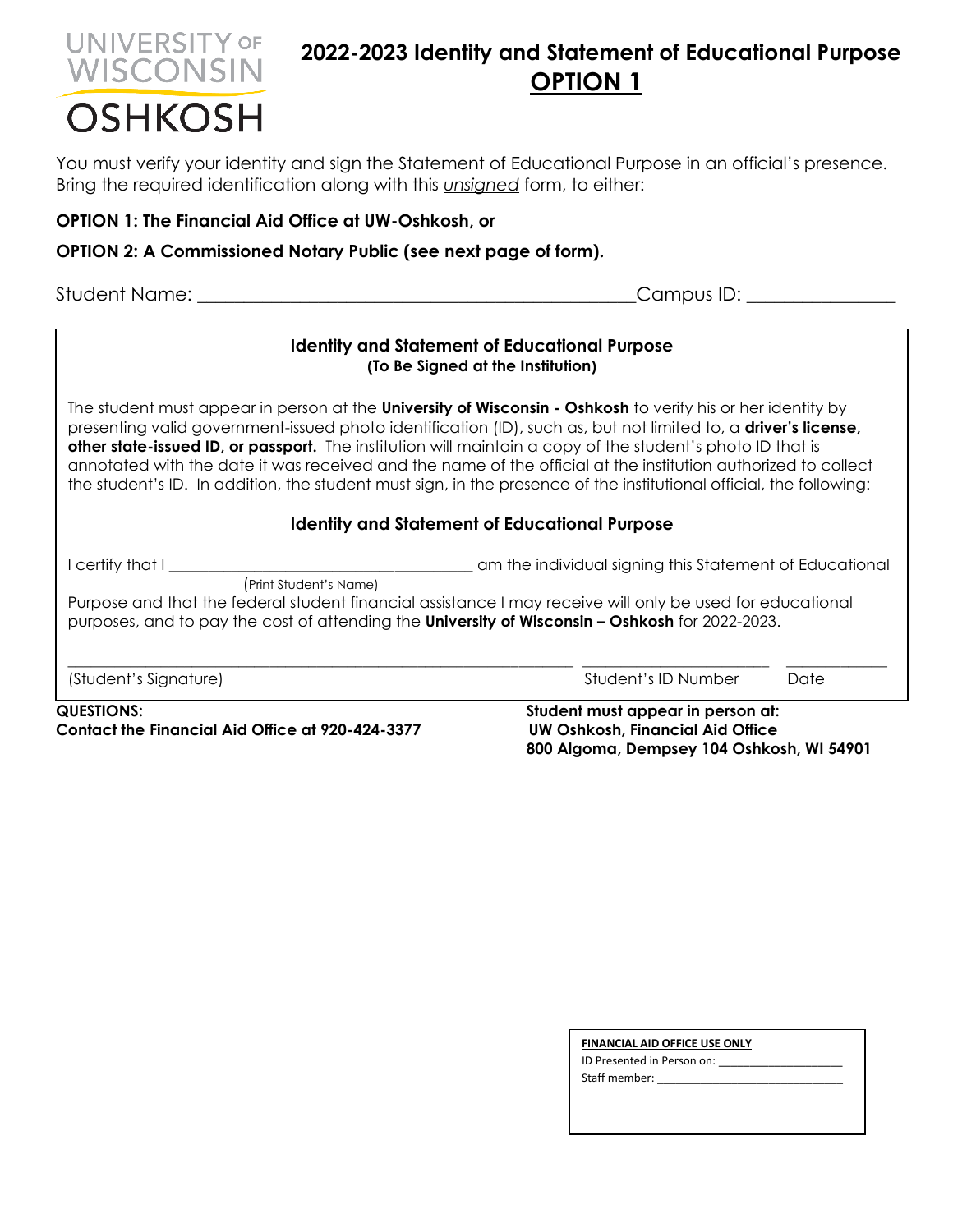UNIVERSITY OF WISCONSIN OSHKOSH

# 2022-2023 Identity and Statement of Educational Purpose

## OPTION 1

You must verify your identity and sign the Statement of Educational Purpose in an official's presence. Bring the required identification along with this *unsigned* form, to either:

**OPTION 1: The Financial Aid Office at UW-Oshkosh, or**

**OPTION 2: A Commissioned Notary Public (see next page of form).**

Student Name: _______________________________________________Campus ID: _______________

### Identity and Statement of Educational Purpose

**(To Be Signed at the Institution)**

The student must appear in person at the **University of Wisconsin - Oshkosh** to verify his or her identity by presenting valid government-issued photo identification (ID), such as, but not limited to, a **driver's license, other state-issued ID, or passport.** The institution will maintain a copy of the student's photo ID that is annotated with the date it was received and the name of the official at the institution authorized to collect the student's ID. In addition, the student must sign, in the presence of the institutional official, the following:

### Identity and Statement of Educational Purpose

I certify that I _____________________________________ am the individual signing this Statement of Educational
(Print Student's Name)
Purpose and that the federal student financial assistance I may receive will only be used for educational purposes, and to pay the cost of attending the **University of Wisconsin – Oshkosh** for 2022-2023.

_______________________________________________________________ ______________________ ____________
(Student's Signature) Student's ID Number Date

**QUESTIONS:**
**Contact the Financial Aid Office at 920-424-3377**

**Student must appear in person at:**
**UW Oshkosh, Financial Aid Office**
**800 Algoma, Dempsey 104 Oshkosh, WI 54901**

**FINANCIAL AID OFFICE USE ONLY**
ID Presented in Person on: ____________________
Staff member: _____________________________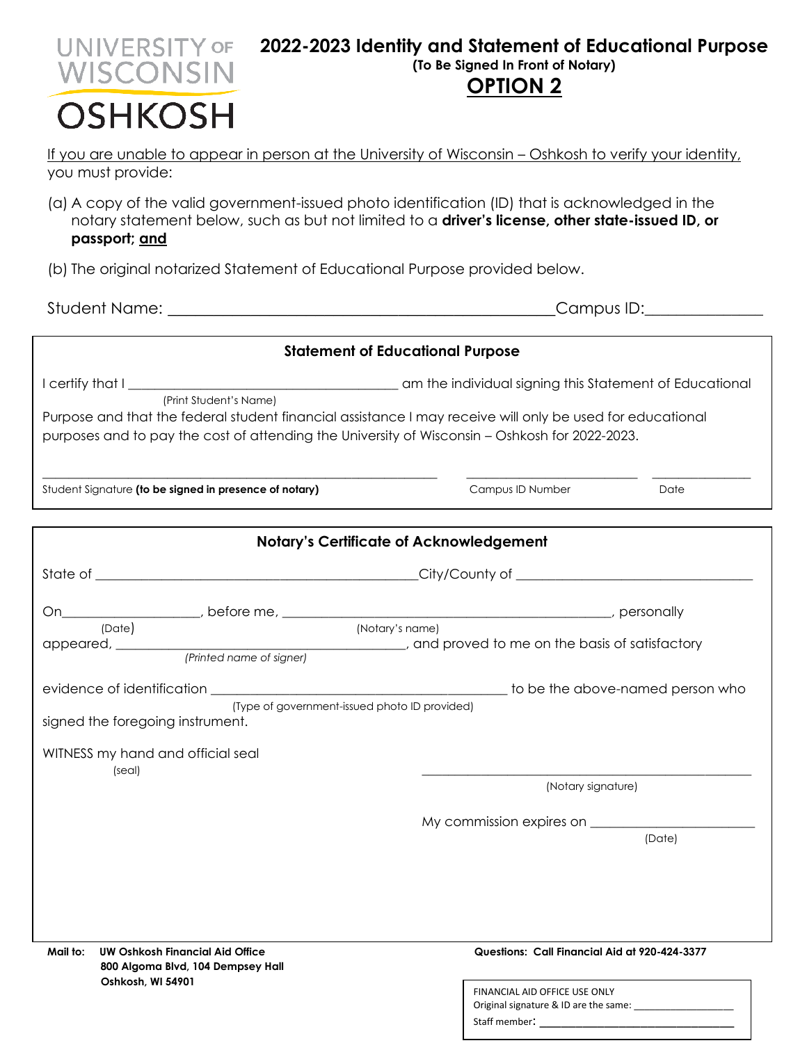UNIVERSITY OF WISCONSIN OSHKOSH

# 2022-2023 Identity and Statement of Educational Purpose

**(To Be Signed In Front of Notary)**

## OPTION 2

If you are unable to appear in person at the University of Wisconsin – Oshkosh to verify your identity, you must provide:

(a) A copy of the valid government-issued photo identification (ID) that is acknowledged in the notary statement below, such as but not limited to a **driver's license, other state-issued ID, or passport; and**

(b) The original notarized Statement of Educational Purpose provided below.

Student Name: ______________________________________________Campus ID:______________

### Statement of Educational Purpose

I certify that I _______________________________________ am the individual signing this Statement of Educational
(Print Student's Name)
Purpose and that the federal student financial assistance I may receive will only be used for educational purposes and to pay the cost of attending the University of Wisconsin – Oshkosh for 2022-2023.

_____________________________________________________ ________________________ _______________
Student Signature **(to be signed in presence of notary)** Campus ID Number Date

### Notary's Certificate of Acknowledgement

State of ______________________________________________City/County of _________________________________

On___________________, before me, _______________________________________________, personally
(Date) (Notary's name)
appeared, __________________________________________, and proved to me on the basis of satisfactory
*(Printed name of signer)*

evidence of identification __________________________________________ to be the above-named person who
(Type of government-issued photo ID provided)
signed the foregoing instrument.

WITNESS my hand and official seal
(seal)

_______________________________________________
(Notary signature)

My commission expires on _______________________
(Date)

**Mail to: UW Oshkosh Financial Aid Office**
**800 Algoma Blvd, 104 Dempsey Hall**
**Oshkosh, WI 54901**

**Questions: Call Financial Aid at 920-424-3377**

FINANCIAL AID OFFICE USE ONLY
Original signature & ID are the same: ___________________
Staff member: _________________________________